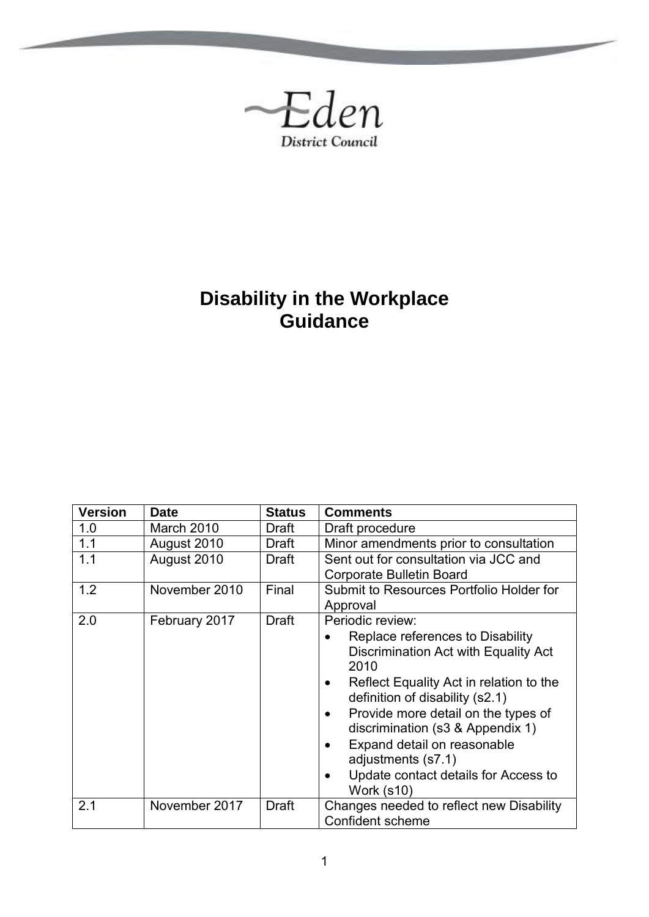Eden
District Council

# Disability in the Workplace Guidance

| Version | Date | Status | Comments |
|---|---|---|---|
| 1.0 | March 2010 | Draft | Draft procedure |
| 1.1 | August 2010 | Draft | Minor amendments prior to consultation |
| 1.1 | August 2010 | Draft | Sent out for consultation via JCC and Corporate Bulletin Board |
| 1.2 | November 2010 | Final | Submit to Resources Portfolio Holder for Approval |
| 2.0 | February 2017 | Draft | Periodic review:<br>• Replace references to Disability Discrimination Act with Equality Act 2010<br>• Reflect Equality Act in relation to the definition of disability (s2.1)<br>• Provide more detail on the types of discrimination (s3 & Appendix 1)<br>• Expand detail on reasonable adjustments (s7.1)<br>• Update contact details for Access to Work (s10) |
| 2.1 | November 2017 | Draft | Changes needed to reflect new Disability Confident scheme |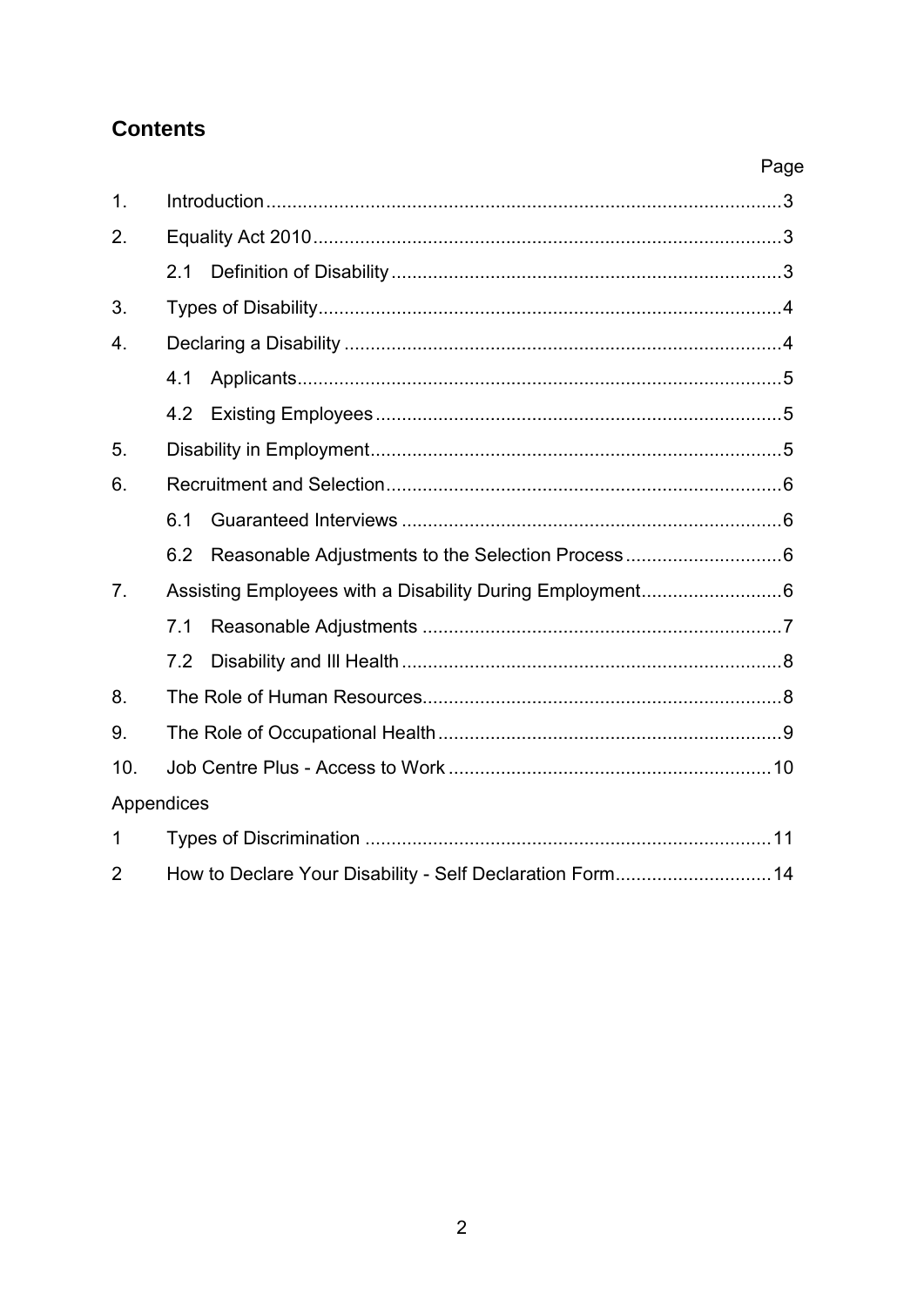## Contents

| | | Page |
|---|---|---|
| 1. | Introduction | 3 |
| 2. | Equality Act 2010 | 3 |
| | 2.1 Definition of Disability | 3 |
| 3. | Types of Disability | 4 |
| 4. | Declaring a Disability | 4 |
| | 4.1 Applicants | 5 |
| | 4.2 Existing Employees | 5 |
| 5. | Disability in Employment | 5 |
| 6. | Recruitment and Selection | 6 |
| | 6.1 Guaranteed Interviews | 6 |
| | 6.2 Reasonable Adjustments to the Selection Process | 6 |
| 7. | Assisting Employees with a Disability During Employment | 6 |
| | 7.1 Reasonable Adjustments | 7 |
| | 7.2 Disability and Ill Health | 8 |
| 8. | The Role of Human Resources | 8 |
| 9. | The Role of Occupational Health | 9 |
| 10. | Job Centre Plus - Access to Work | 10 |
| Appendices | | |
| 1 | Types of Discrimination | 11 |
| 2 | How to Declare Your Disability - Self Declaration Form | 14 |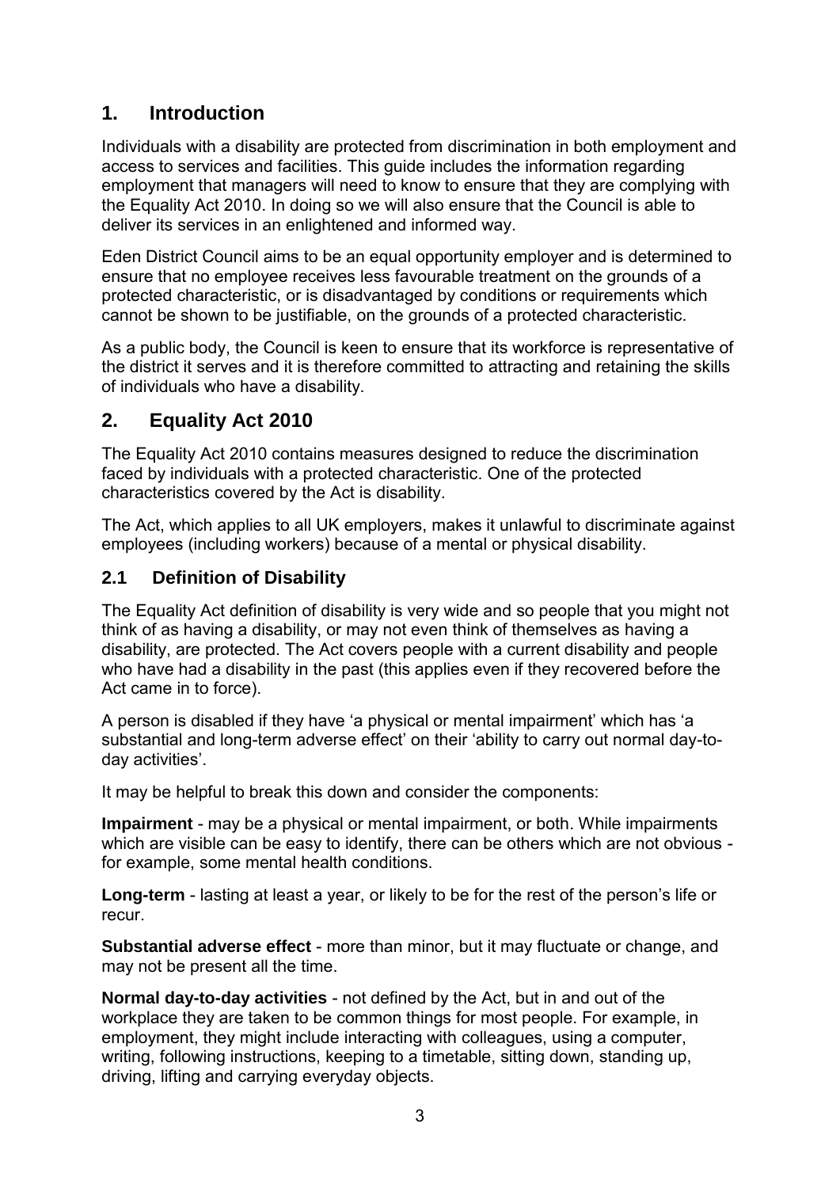## 1. Introduction

Individuals with a disability are protected from discrimination in both employment and access to services and facilities. This guide includes the information regarding employment that managers will need to know to ensure that they are complying with the Equality Act 2010. In doing so we will also ensure that the Council is able to deliver its services in an enlightened and informed way.

Eden District Council aims to be an equal opportunity employer and is determined to ensure that no employee receives less favourable treatment on the grounds of a protected characteristic, or is disadvantaged by conditions or requirements which cannot be shown to be justifiable, on the grounds of a protected characteristic.

As a public body, the Council is keen to ensure that its workforce is representative of the district it serves and it is therefore committed to attracting and retaining the skills of individuals who have a disability.

## 2. Equality Act 2010

The Equality Act 2010 contains measures designed to reduce the discrimination faced by individuals with a protected characteristic. One of the protected characteristics covered by the Act is disability.

The Act, which applies to all UK employers, makes it unlawful to discriminate against employees (including workers) because of a mental or physical disability.

### 2.1 Definition of Disability

The Equality Act definition of disability is very wide and so people that you might not think of as having a disability, or may not even think of themselves as having a disability, are protected. The Act covers people with a current disability and people who have had a disability in the past (this applies even if they recovered before the Act came in to force).

A person is disabled if they have 'a physical or mental impairment' which has 'a substantial and long-term adverse effect' on their 'ability to carry out normal day-to-day activities'.

It may be helpful to break this down and consider the components:

**Impairment** - may be a physical or mental impairment, or both. While impairments which are visible can be easy to identify, there can be others which are not obvious - for example, some mental health conditions.

**Long-term** - lasting at least a year, or likely to be for the rest of the person's life or recur.

**Substantial adverse effect** - more than minor, but it may fluctuate or change, and may not be present all the time.

**Normal day-to-day activities** - not defined by the Act, but in and out of the workplace they are taken to be common things for most people. For example, in employment, they might include interacting with colleagues, using a computer, writing, following instructions, keeping to a timetable, sitting down, standing up, driving, lifting and carrying everyday objects.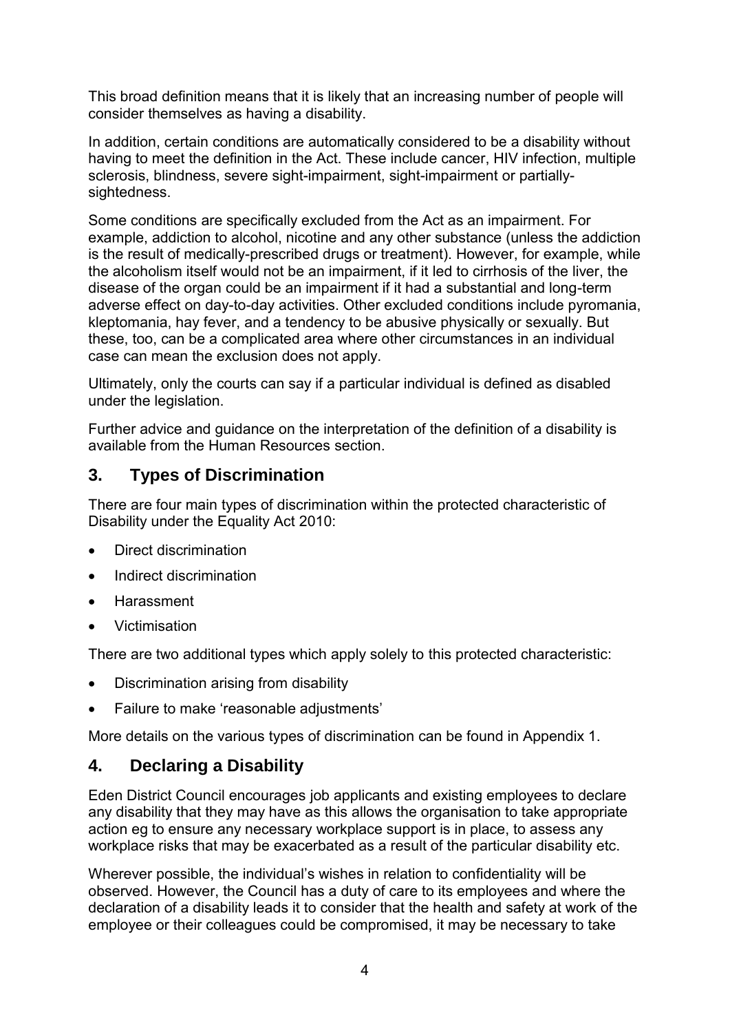This broad definition means that it is likely that an increasing number of people will consider themselves as having a disability.

In addition, certain conditions are automatically considered to be a disability without having to meet the definition in the Act. These include cancer, HIV infection, multiple sclerosis, blindness, severe sight-impairment, sight-impairment or partially-sightedness.

Some conditions are specifically excluded from the Act as an impairment. For example, addiction to alcohol, nicotine and any other substance (unless the addiction is the result of medically-prescribed drugs or treatment). However, for example, while the alcoholism itself would not be an impairment, if it led to cirrhosis of the liver, the disease of the organ could be an impairment if it had a substantial and long-term adverse effect on day-to-day activities. Other excluded conditions include pyromania, kleptomania, hay fever, and a tendency to be abusive physically or sexually. But these, too, can be a complicated area where other circumstances in an individual case can mean the exclusion does not apply.

Ultimately, only the courts can say if a particular individual is defined as disabled under the legislation.

Further advice and guidance on the interpretation of the definition of a disability is available from the Human Resources section.

## 3. Types of Discrimination

There are four main types of discrimination within the protected characteristic of Disability under the Equality Act 2010:

- Direct discrimination
- Indirect discrimination
- Harassment
- Victimisation

There are two additional types which apply solely to this protected characteristic:

- Discrimination arising from disability
- Failure to make 'reasonable adjustments'

More details on the various types of discrimination can be found in Appendix 1.

## 4. Declaring a Disability

Eden District Council encourages job applicants and existing employees to declare any disability that they may have as this allows the organisation to take appropriate action eg to ensure any necessary workplace support is in place, to assess any workplace risks that may be exacerbated as a result of the particular disability etc.

Wherever possible, the individual's wishes in relation to confidentiality will be observed. However, the Council has a duty of care to its employees and where the declaration of a disability leads it to consider that the health and safety at work of the employee or their colleagues could be compromised, it may be necessary to take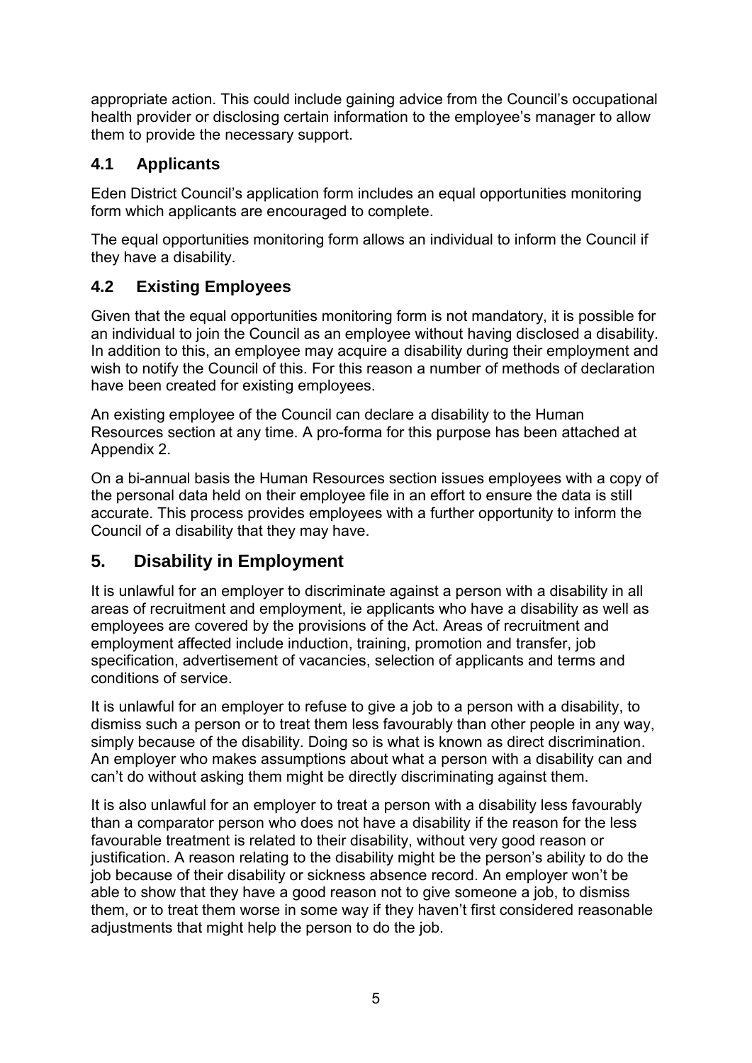appropriate action. This could include gaining advice from the Council's occupational health provider or disclosing certain information to the employee's manager to allow them to provide the necessary support.

### 4.1 Applicants

Eden District Council's application form includes an equal opportunities monitoring form which applicants are encouraged to complete.

The equal opportunities monitoring form allows an individual to inform the Council if they have a disability.

### 4.2 Existing Employees

Given that the equal opportunities monitoring form is not mandatory, it is possible for an individual to join the Council as an employee without having disclosed a disability. In addition to this, an employee may acquire a disability during their employment and wish to notify the Council of this. For this reason a number of methods of declaration have been created for existing employees.

An existing employee of the Council can declare a disability to the Human Resources section at any time. A pro-forma for this purpose has been attached at Appendix 2.

On a bi-annual basis the Human Resources section issues employees with a copy of the personal data held on their employee file in an effort to ensure the data is still accurate. This process provides employees with a further opportunity to inform the Council of a disability that they may have.

## 5. Disability in Employment

It is unlawful for an employer to discriminate against a person with a disability in all areas of recruitment and employment, ie applicants who have a disability as well as employees are covered by the provisions of the Act. Areas of recruitment and employment affected include induction, training, promotion and transfer, job specification, advertisement of vacancies, selection of applicants and terms and conditions of service.

It is unlawful for an employer to refuse to give a job to a person with a disability, to dismiss such a person or to treat them less favourably than other people in any way, simply because of the disability. Doing so is what is known as direct discrimination. An employer who makes assumptions about what a person with a disability can and can't do without asking them might be directly discriminating against them.

It is also unlawful for an employer to treat a person with a disability less favourably than a comparator person who does not have a disability if the reason for the less favourable treatment is related to their disability, without very good reason or justification. A reason relating to the disability might be the person's ability to do the job because of their disability or sickness absence record. An employer won't be able to show that they have a good reason not to give someone a job, to dismiss them, or to treat them worse in some way if they haven't first considered reasonable adjustments that might help the person to do the job.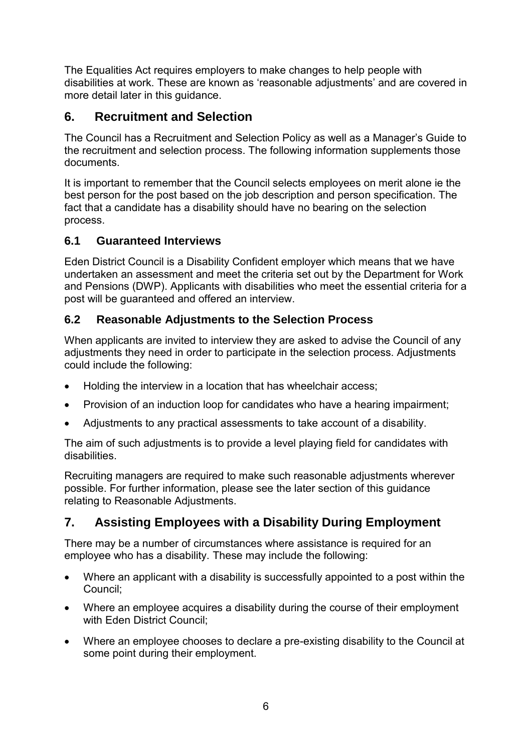The Equalities Act requires employers to make changes to help people with disabilities at work. These are known as 'reasonable adjustments' and are covered in more detail later in this guidance.

## 6. Recruitment and Selection

The Council has a Recruitment and Selection Policy as well as a Manager's Guide to the recruitment and selection process. The following information supplements those documents.

It is important to remember that the Council selects employees on merit alone ie the best person for the post based on the job description and person specification. The fact that a candidate has a disability should have no bearing on the selection process.

### 6.1 Guaranteed Interviews

Eden District Council is a Disability Confident employer which means that we have undertaken an assessment and meet the criteria set out by the Department for Work and Pensions (DWP). Applicants with disabilities who meet the essential criteria for a post will be guaranteed and offered an interview.

### 6.2 Reasonable Adjustments to the Selection Process

When applicants are invited to interview they are asked to advise the Council of any adjustments they need in order to participate in the selection process. Adjustments could include the following:

- Holding the interview in a location that has wheelchair access;
- Provision of an induction loop for candidates who have a hearing impairment;
- Adjustments to any practical assessments to take account of a disability.

The aim of such adjustments is to provide a level playing field for candidates with disabilities.

Recruiting managers are required to make such reasonable adjustments wherever possible. For further information, please see the later section of this guidance relating to Reasonable Adjustments.

## 7. Assisting Employees with a Disability During Employment

There may be a number of circumstances where assistance is required for an employee who has a disability. These may include the following:

- Where an applicant with a disability is successfully appointed to a post within the Council;
- Where an employee acquires a disability during the course of their employment with Eden District Council;
- Where an employee chooses to declare a pre-existing disability to the Council at some point during their employment.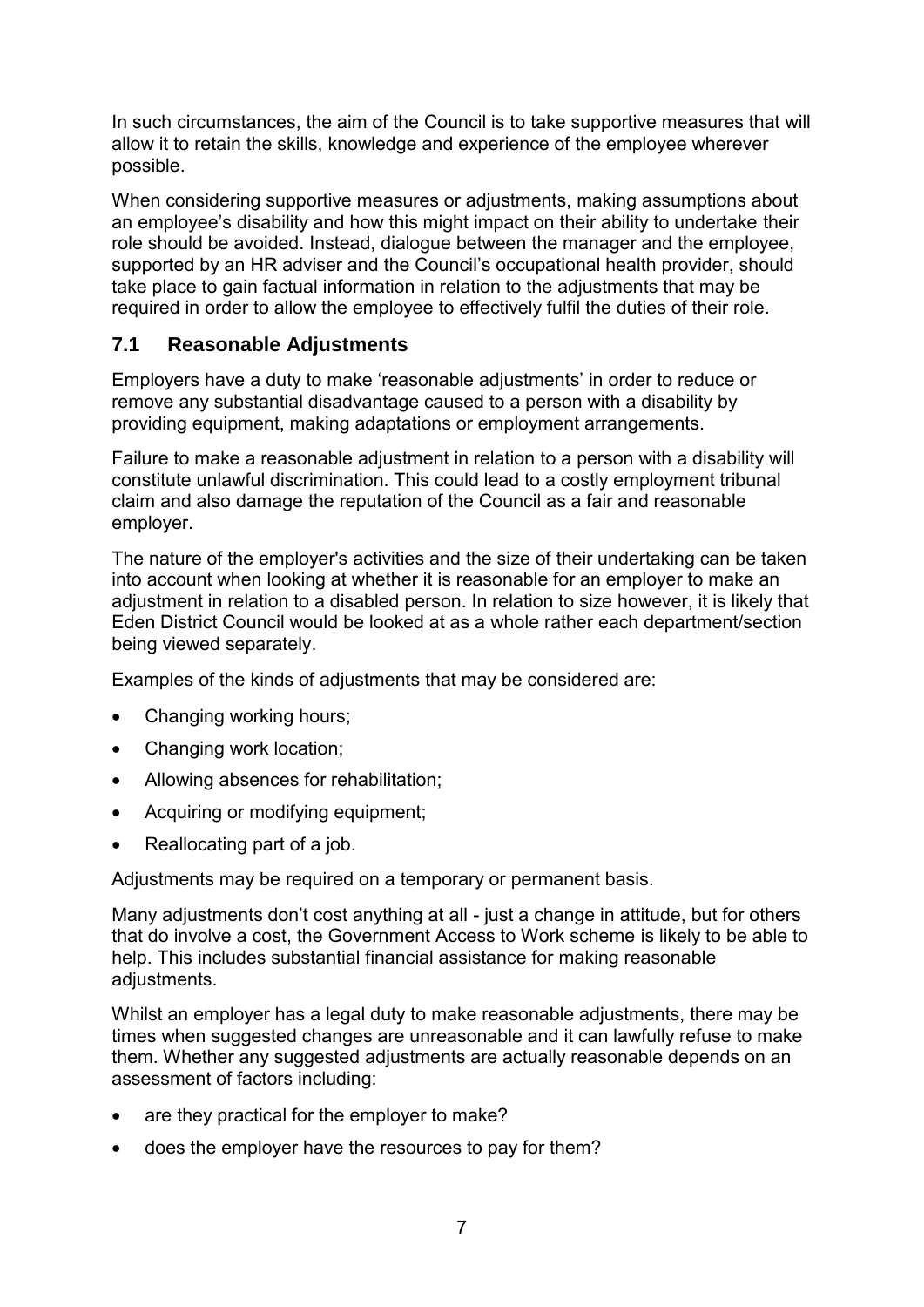In such circumstances, the aim of the Council is to take supportive measures that will allow it to retain the skills, knowledge and experience of the employee wherever possible.

When considering supportive measures or adjustments, making assumptions about an employee's disability and how this might impact on their ability to undertake their role should be avoided. Instead, dialogue between the manager and the employee, supported by an HR adviser and the Council's occupational health provider, should take place to gain factual information in relation to the adjustments that may be required in order to allow the employee to effectively fulfil the duties of their role.

### 7.1 Reasonable Adjustments

Employers have a duty to make 'reasonable adjustments' in order to reduce or remove any substantial disadvantage caused to a person with a disability by providing equipment, making adaptations or employment arrangements.

Failure to make a reasonable adjustment in relation to a person with a disability will constitute unlawful discrimination. This could lead to a costly employment tribunal claim and also damage the reputation of the Council as a fair and reasonable employer.

The nature of the employer's activities and the size of their undertaking can be taken into account when looking at whether it is reasonable for an employer to make an adjustment in relation to a disabled person. In relation to size however, it is likely that Eden District Council would be looked at as a whole rather each department/section being viewed separately.

Examples of the kinds of adjustments that may be considered are:

- Changing working hours;
- Changing work location;
- Allowing absences for rehabilitation;
- Acquiring or modifying equipment;
- Reallocating part of a job.

Adjustments may be required on a temporary or permanent basis.

Many adjustments don't cost anything at all - just a change in attitude, but for others that do involve a cost, the Government Access to Work scheme is likely to be able to help. This includes substantial financial assistance for making reasonable adjustments.

Whilst an employer has a legal duty to make reasonable adjustments, there may be times when suggested changes are unreasonable and it can lawfully refuse to make them. Whether any suggested adjustments are actually reasonable depends on an assessment of factors including:

- are they practical for the employer to make?
- does the employer have the resources to pay for them?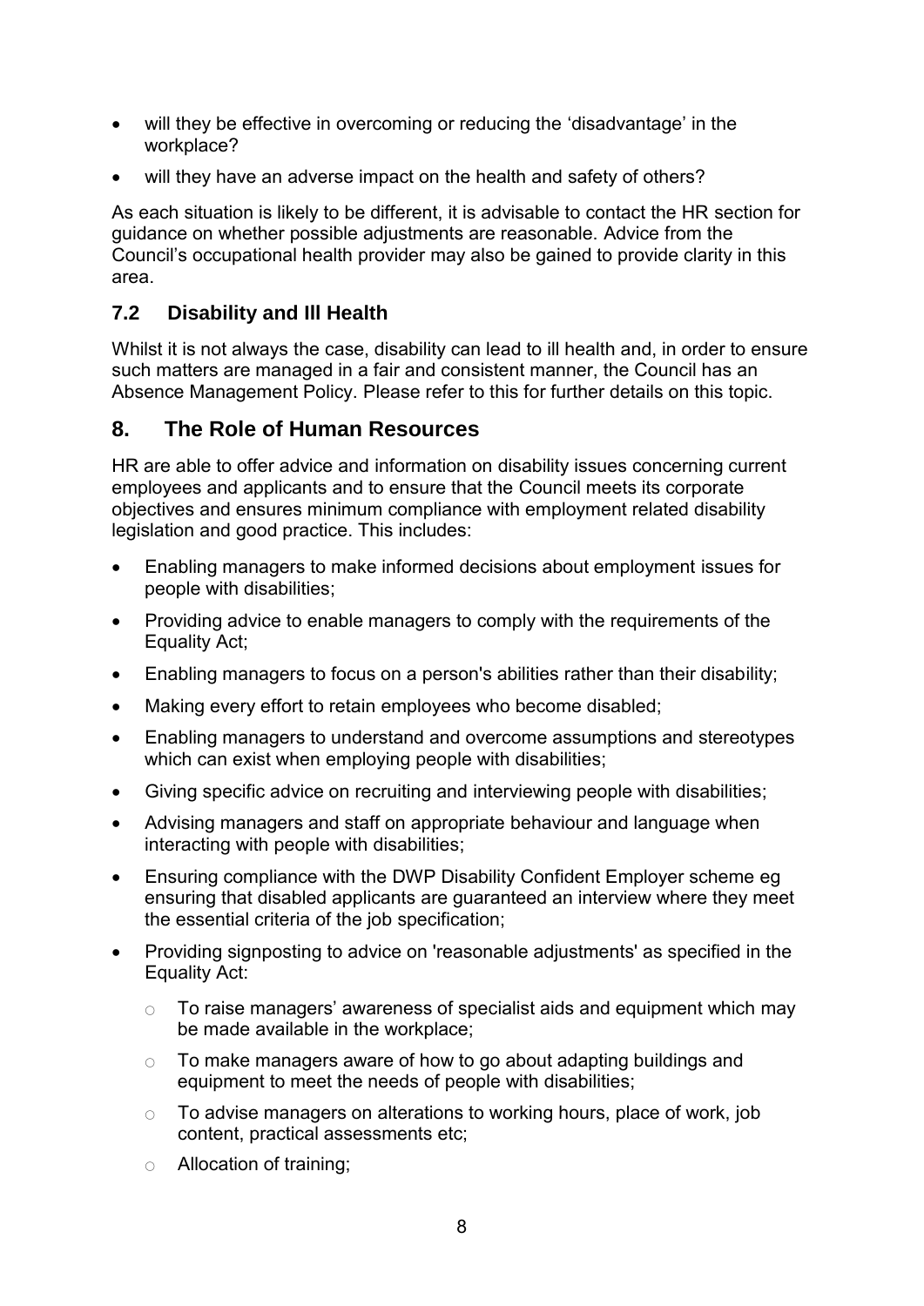- will they be effective in overcoming or reducing the 'disadvantage' in the workplace?
- will they have an adverse impact on the health and safety of others?

As each situation is likely to be different, it is advisable to contact the HR section for guidance on whether possible adjustments are reasonable. Advice from the Council's occupational health provider may also be gained to provide clarity in this area.

### 7.2 Disability and Ill Health

Whilst it is not always the case, disability can lead to ill health and, in order to ensure such matters are managed in a fair and consistent manner, the Council has an Absence Management Policy. Please refer to this for further details on this topic.

## 8. The Role of Human Resources

HR are able to offer advice and information on disability issues concerning current employees and applicants and to ensure that the Council meets its corporate objectives and ensures minimum compliance with employment related disability legislation and good practice. This includes:

- Enabling managers to make informed decisions about employment issues for people with disabilities;
- Providing advice to enable managers to comply with the requirements of the Equality Act;
- Enabling managers to focus on a person's abilities rather than their disability;
- Making every effort to retain employees who become disabled;
- Enabling managers to understand and overcome assumptions and stereotypes which can exist when employing people with disabilities;
- Giving specific advice on recruiting and interviewing people with disabilities;
- Advising managers and staff on appropriate behaviour and language when interacting with people with disabilities;
- Ensuring compliance with the DWP Disability Confident Employer scheme eg ensuring that disabled applicants are guaranteed an interview where they meet the essential criteria of the job specification;
- Providing signposting to advice on 'reasonable adjustments' as specified in the Equality Act:
  - To raise managers' awareness of specialist aids and equipment which may be made available in the workplace;
  - To make managers aware of how to go about adapting buildings and equipment to meet the needs of people with disabilities;
  - To advise managers on alterations to working hours, place of work, job content, practical assessments etc;
  - Allocation of training;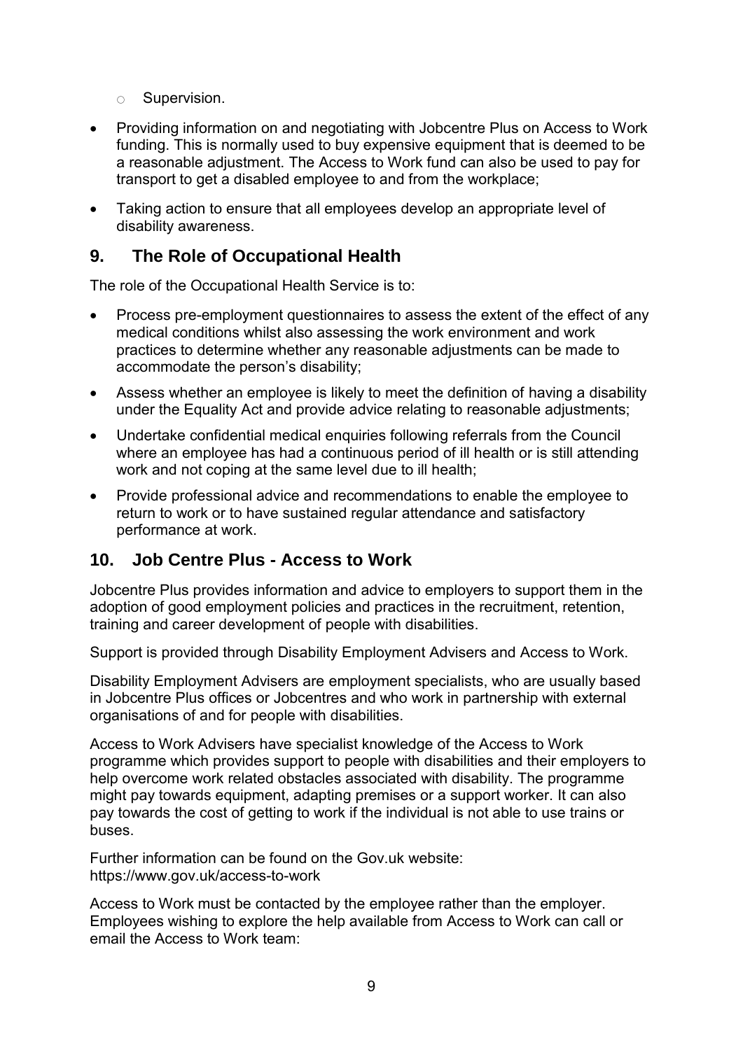- Supervision.

- Providing information on and negotiating with Jobcentre Plus on Access to Work funding. This is normally used to buy expensive equipment that is deemed to be a reasonable adjustment. The Access to Work fund can also be used to pay for transport to get a disabled employee to and from the workplace;
- Taking action to ensure that all employees develop an appropriate level of disability awareness.

## 9. The Role of Occupational Health

The role of the Occupational Health Service is to:

- Process pre-employment questionnaires to assess the extent of the effect of any medical conditions whilst also assessing the work environment and work practices to determine whether any reasonable adjustments can be made to accommodate the person's disability;
- Assess whether an employee is likely to meet the definition of having a disability under the Equality Act and provide advice relating to reasonable adjustments;
- Undertake confidential medical enquiries following referrals from the Council where an employee has had a continuous period of ill health or is still attending work and not coping at the same level due to ill health;
- Provide professional advice and recommendations to enable the employee to return to work or to have sustained regular attendance and satisfactory performance at work.

## 10. Job Centre Plus - Access to Work

Jobcentre Plus provides information and advice to employers to support them in the adoption of good employment policies and practices in the recruitment, retention, training and career development of people with disabilities.

Support is provided through Disability Employment Advisers and Access to Work.

Disability Employment Advisers are employment specialists, who are usually based in Jobcentre Plus offices or Jobcentres and who work in partnership with external organisations of and for people with disabilities.

Access to Work Advisers have specialist knowledge of the Access to Work programme which provides support to people with disabilities and their employers to help overcome work related obstacles associated with disability. The programme might pay towards equipment, adapting premises or a support worker. It can also pay towards the cost of getting to work if the individual is not able to use trains or buses.

Further information can be found on the Gov.uk website:
https://www.gov.uk/access-to-work

Access to Work must be contacted by the employee rather than the employer. Employees wishing to explore the help available from Access to Work can call or email the Access to Work team: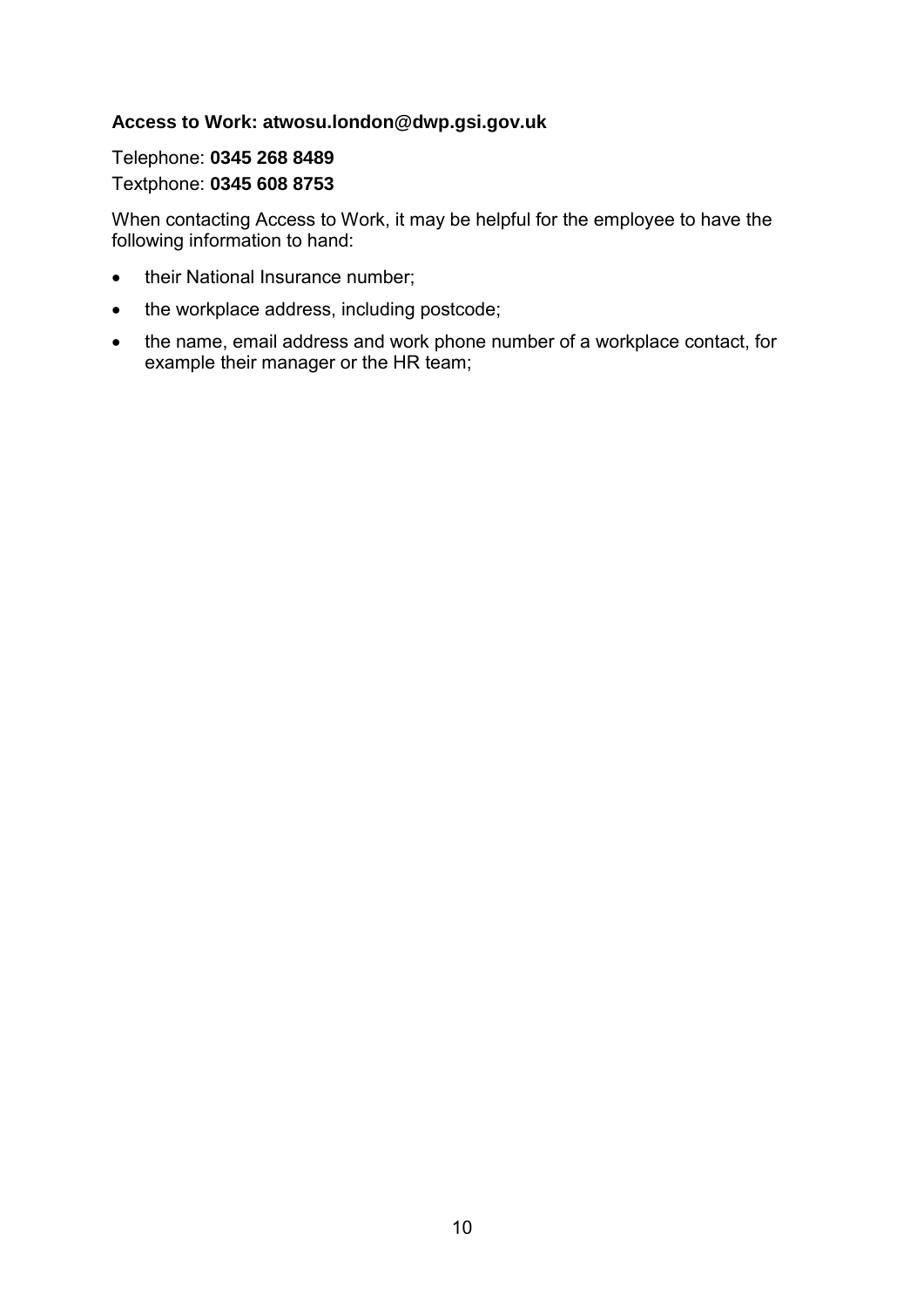**Access to Work: atwosu.london@dwp.gsi.gov.uk**

Telephone: **0345 268 8489**

Textphone: **0345 608 8753**

When contacting Access to Work, it may be helpful for the employee to have the following information to hand:

- their National Insurance number;
- the workplace address, including postcode;
- the name, email address and work phone number of a workplace contact, for example their manager or the HR team;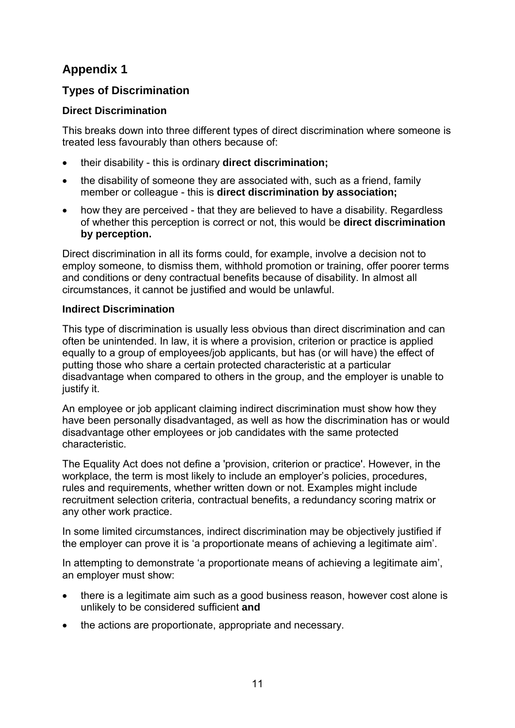# Appendix 1

## Types of Discrimination

### Direct Discrimination

This breaks down into three different types of direct discrimination where someone is treated less favourably than others because of:

- their disability - this is ordinary **direct discrimination;**
- the disability of someone they are associated with, such as a friend, family member or colleague - this is **direct discrimination by association;**
- how they are perceived - that they are believed to have a disability. Regardless of whether this perception is correct or not, this would be **direct discrimination by perception.**

Direct discrimination in all its forms could, for example, involve a decision not to employ someone, to dismiss them, withhold promotion or training, offer poorer terms and conditions or deny contractual benefits because of disability. In almost all circumstances, it cannot be justified and would be unlawful.

### Indirect Discrimination

This type of discrimination is usually less obvious than direct discrimination and can often be unintended. In law, it is where a provision, criterion or practice is applied equally to a group of employees/job applicants, but has (or will have) the effect of putting those who share a certain protected characteristic at a particular disadvantage when compared to others in the group, and the employer is unable to justify it.

An employee or job applicant claiming indirect discrimination must show how they have been personally disadvantaged, as well as how the discrimination has or would disadvantage other employees or job candidates with the same protected characteristic.

The Equality Act does not define a 'provision, criterion or practice'. However, in the workplace, the term is most likely to include an employer's policies, procedures, rules and requirements, whether written down or not. Examples might include recruitment selection criteria, contractual benefits, a redundancy scoring matrix or any other work practice.

In some limited circumstances, indirect discrimination may be objectively justified if the employer can prove it is 'a proportionate means of achieving a legitimate aim'.

In attempting to demonstrate 'a proportionate means of achieving a legitimate aim', an employer must show:

- there is a legitimate aim such as a good business reason, however cost alone is unlikely to be considered sufficient **and**
- the actions are proportionate, appropriate and necessary.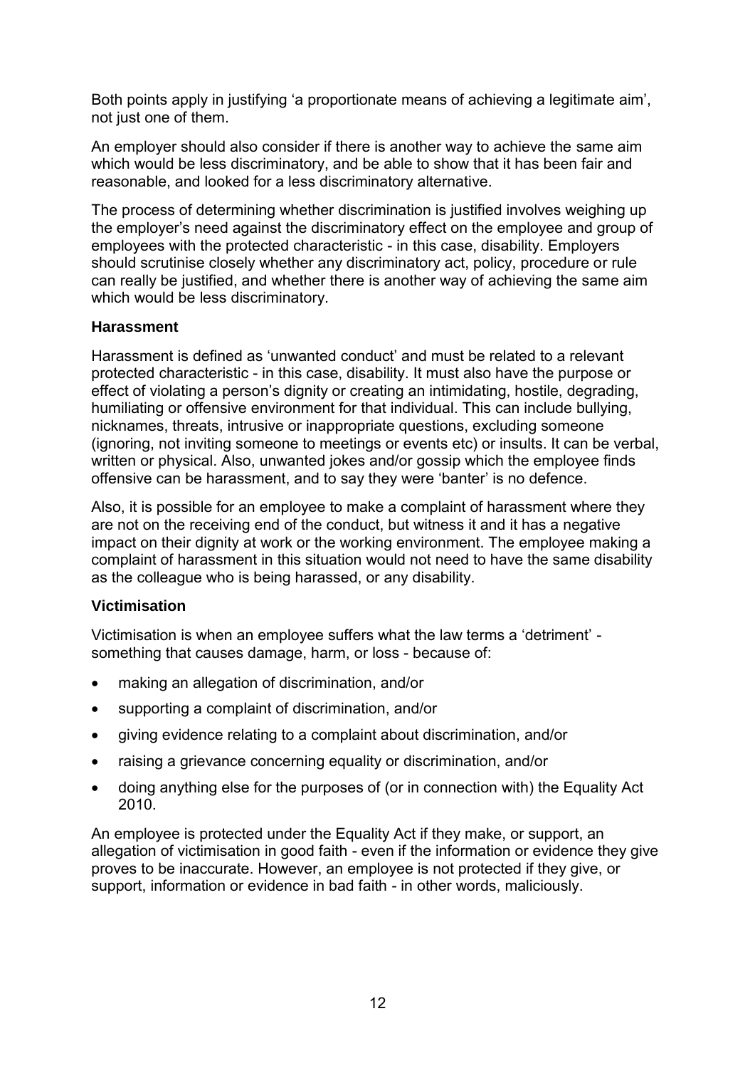Both points apply in justifying 'a proportionate means of achieving a legitimate aim', not just one of them.

An employer should also consider if there is another way to achieve the same aim which would be less discriminatory, and be able to show that it has been fair and reasonable, and looked for a less discriminatory alternative.

The process of determining whether discrimination is justified involves weighing up the employer's need against the discriminatory effect on the employee and group of employees with the protected characteristic - in this case, disability. Employers should scrutinise closely whether any discriminatory act, policy, procedure or rule can really be justified, and whether there is another way of achieving the same aim which would be less discriminatory.

### Harassment

Harassment is defined as 'unwanted conduct' and must be related to a relevant protected characteristic - in this case, disability. It must also have the purpose or effect of violating a person's dignity or creating an intimidating, hostile, degrading, humiliating or offensive environment for that individual. This can include bullying, nicknames, threats, intrusive or inappropriate questions, excluding someone (ignoring, not inviting someone to meetings or events etc) or insults. It can be verbal, written or physical. Also, unwanted jokes and/or gossip which the employee finds offensive can be harassment, and to say they were 'banter' is no defence.

Also, it is possible for an employee to make a complaint of harassment where they are not on the receiving end of the conduct, but witness it and it has a negative impact on their dignity at work or the working environment. The employee making a complaint of harassment in this situation would not need to have the same disability as the colleague who is being harassed, or any disability.

### Victimisation

Victimisation is when an employee suffers what the law terms a 'detriment' - something that causes damage, harm, or loss - because of:

- making an allegation of discrimination, and/or
- supporting a complaint of discrimination, and/or
- giving evidence relating to a complaint about discrimination, and/or
- raising a grievance concerning equality or discrimination, and/or
- doing anything else for the purposes of (or in connection with) the Equality Act 2010.

An employee is protected under the Equality Act if they make, or support, an allegation of victimisation in good faith - even if the information or evidence they give proves to be inaccurate. However, an employee is not protected if they give, or support, information or evidence in bad faith - in other words, maliciously.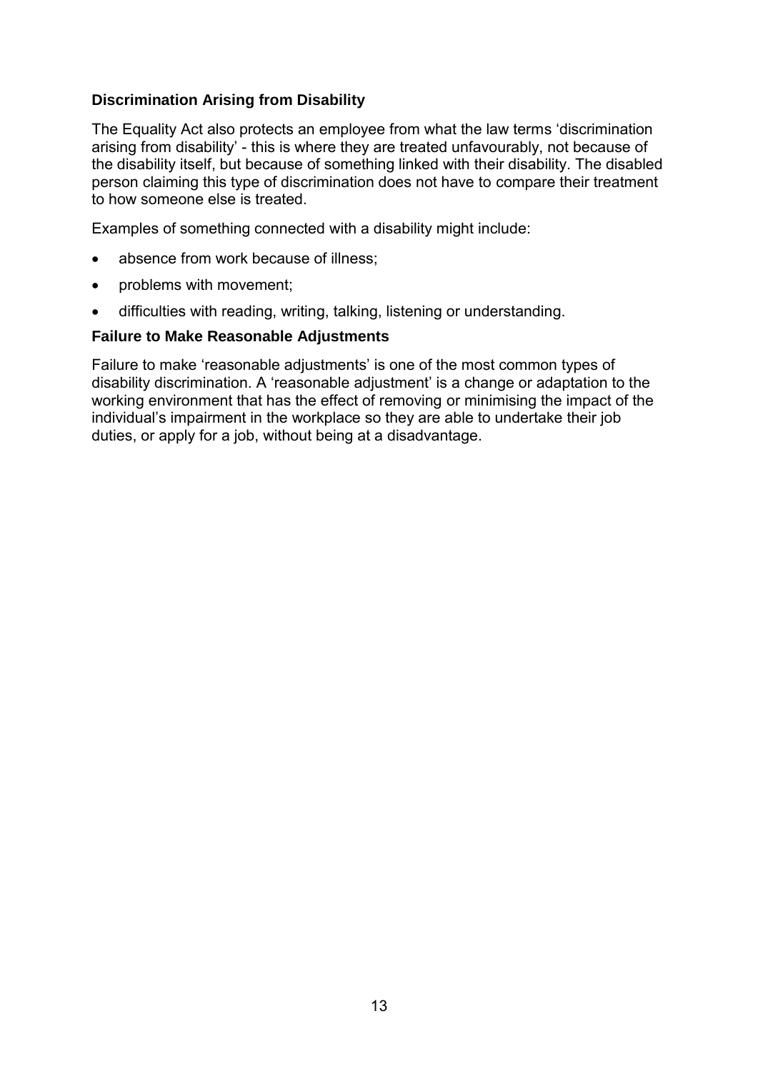### Discrimination Arising from Disability

The Equality Act also protects an employee from what the law terms 'discrimination arising from disability' - this is where they are treated unfavourably, not because of the disability itself, but because of something linked with their disability. The disabled person claiming this type of discrimination does not have to compare their treatment to how someone else is treated.

Examples of something connected with a disability might include:

- absence from work because of illness;
- problems with movement;
- difficulties with reading, writing, talking, listening or understanding.

### Failure to Make Reasonable Adjustments

Failure to make 'reasonable adjustments' is one of the most common types of disability discrimination. A 'reasonable adjustment' is a change or adaptation to the working environment that has the effect of removing or minimising the impact of the individual's impairment in the workplace so they are able to undertake their job duties, or apply for a job, without being at a disadvantage.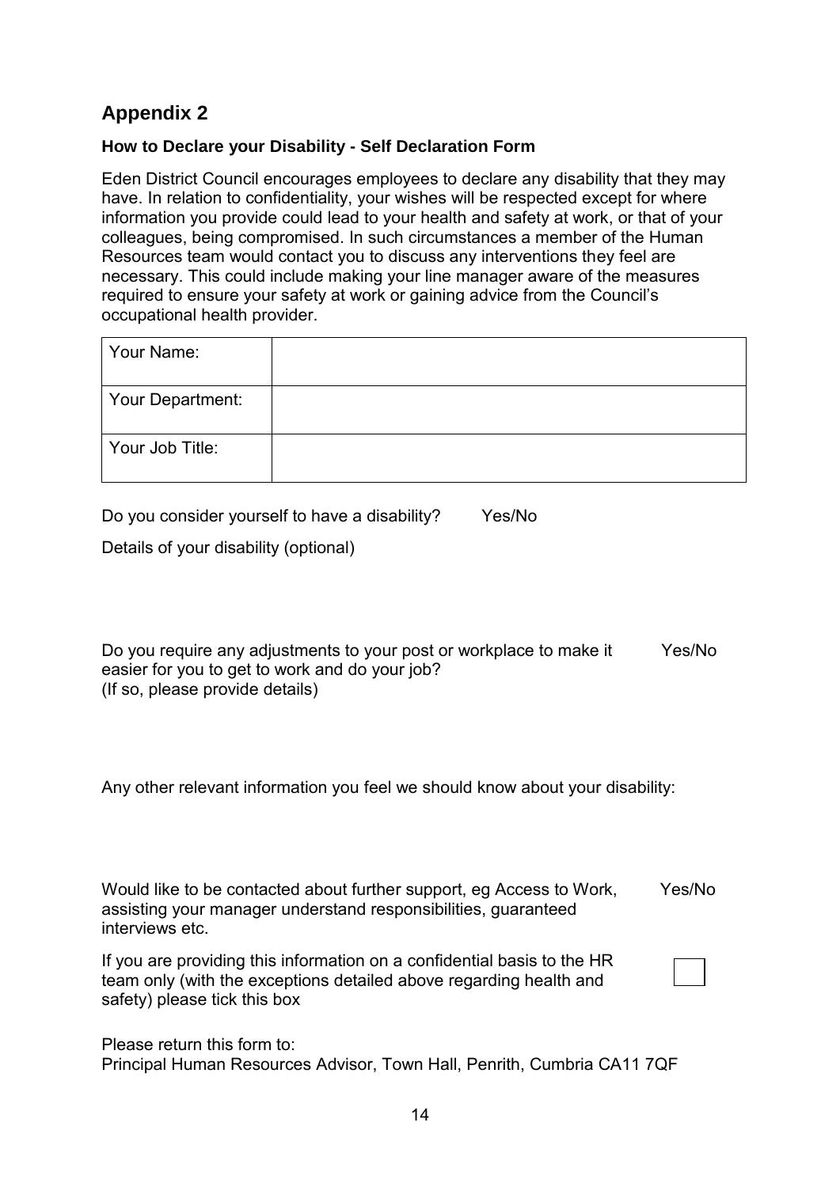## Appendix 2

**How to Declare your Disability - Self Declaration Form**

Eden District Council encourages employees to declare any disability that they may have. In relation to confidentiality, your wishes will be respected except for where information you provide could lead to your health and safety at work, or that of your colleagues, being compromised. In such circumstances a member of the Human Resources team would contact you to discuss any interventions they feel are necessary. This could include making your line manager aware of the measures required to ensure your safety at work or gaining advice from the Council's occupational health provider.

| | |
|---|---|
| Your Name: | |
| Your Department: | |
| Your Job Title: | |

Do you consider yourself to have a disability? Yes/No

Details of your disability (optional)

Do you require any adjustments to your post or workplace to make it easier for you to get to work and do your job? Yes/No
(If so, please provide details)

Any other relevant information you feel we should know about your disability:

Would like to be contacted about further support, eg Access to Work, assisting your manager understand responsibilities, guaranteed interviews etc. Yes/No

If you are providing this information on a confidential basis to the HR team only (with the exceptions detailed above regarding health and safety) please tick this box ☐

Please return this form to:
Principal Human Resources Advisor, Town Hall, Penrith, Cumbria CA11 7QF